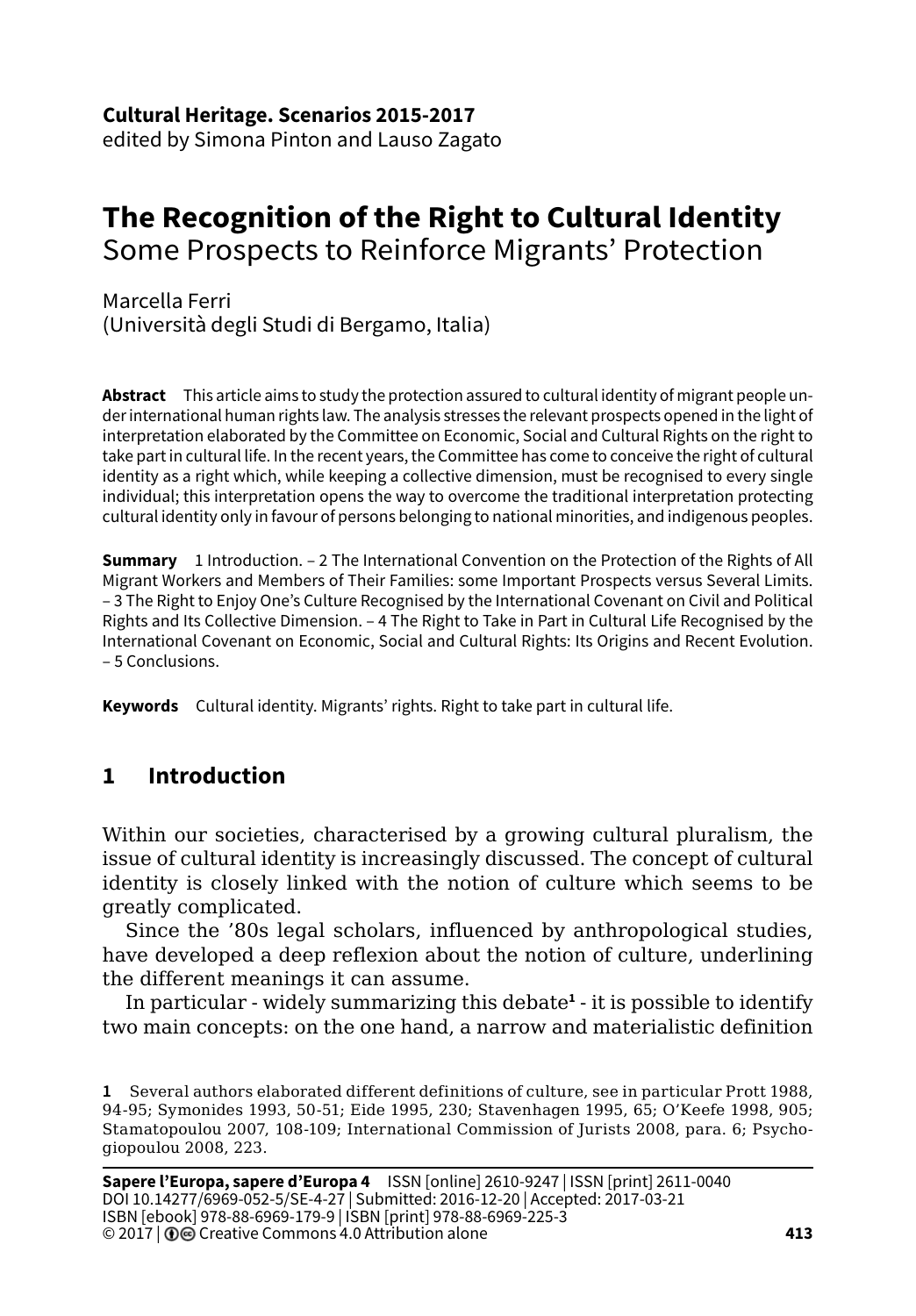**Cultural Heritage. Scenarios 2015-2017**
edited by Simona Pinton and Lauso Zagato

# The Recognition of the Right to Cultural Identity
## Some Prospects to Reinforce Migrants' Protection

Marcella Ferri
(Università degli Studi di Bergamo, Italia)

**Abstract** This article aims to study the protection assured to cultural identity of migrant people under international human rights law. The analysis stresses the relevant prospects opened in the light of interpretation elaborated by the Committee on Economic, Social and Cultural Rights on the right to take part in cultural life. In the recent years, the Committee has come to conceive the right of cultural identity as a right which, while keeping a collective dimension, must be recognised to every single individual; this interpretation opens the way to overcome the traditional interpretation protecting cultural identity only in favour of persons belonging to national minorities, and indigenous peoples.

**Summary** 1 Introduction. – 2 The International Convention on the Protection of the Rights of All Migrant Workers and Members of Their Families: some Important Prospects versus Several Limits. – 3 The Right to Enjoy One's Culture Recognised by the International Covenant on Civil and Political Rights and Its Collective Dimension. – 4 The Right to Take in Part in Cultural Life Recognised by the International Covenant on Economic, Social and Cultural Rights: Its Origins and Recent Evolution. – 5 Conclusions.

**Keywords** Cultural identity. Migrants' rights. Right to take part in cultural life.

## 1 Introduction

Within our societies, characterised by a growing cultural pluralism, the issue of cultural identity is increasingly discussed. The concept of cultural identity is closely linked with the notion of culture which seems to be greatly complicated.

Since the '80s legal scholars, influenced by anthropological studies, have developed a deep reflexion about the notion of culture, underlining the different meanings it can assume.

In particular - widely summarizing this debate[1] - it is possible to identify two main concepts: on the one hand, a narrow and materialistic definition

[1] Several authors elaborated different definitions of culture, see in particular Prott 1988, 94-95; Symonides 1993, 50-51; Eide 1995, 230; Stavenhagen 1995, 65; O'Keefe 1998, 905; Stamatopoulou 2007, 108-109; International Commission of Jurists 2008, para. 6; Psychogiopoulou 2008, 223.

Sapere l'Europa, sapere d'Europa 4 ISSN [online] 2610-9247 | ISSN [print] 2611-0040
DOI 10.14277/6969-052-5/SE-4-27 | Submitted: 2016-12-20 | Accepted: 2017-03-21
ISBN [ebook] 978-88-6969-179-9 | ISBN [print] 978-88-6969-225-3
© 2017 | Creative Commons 4.0 Attribution alone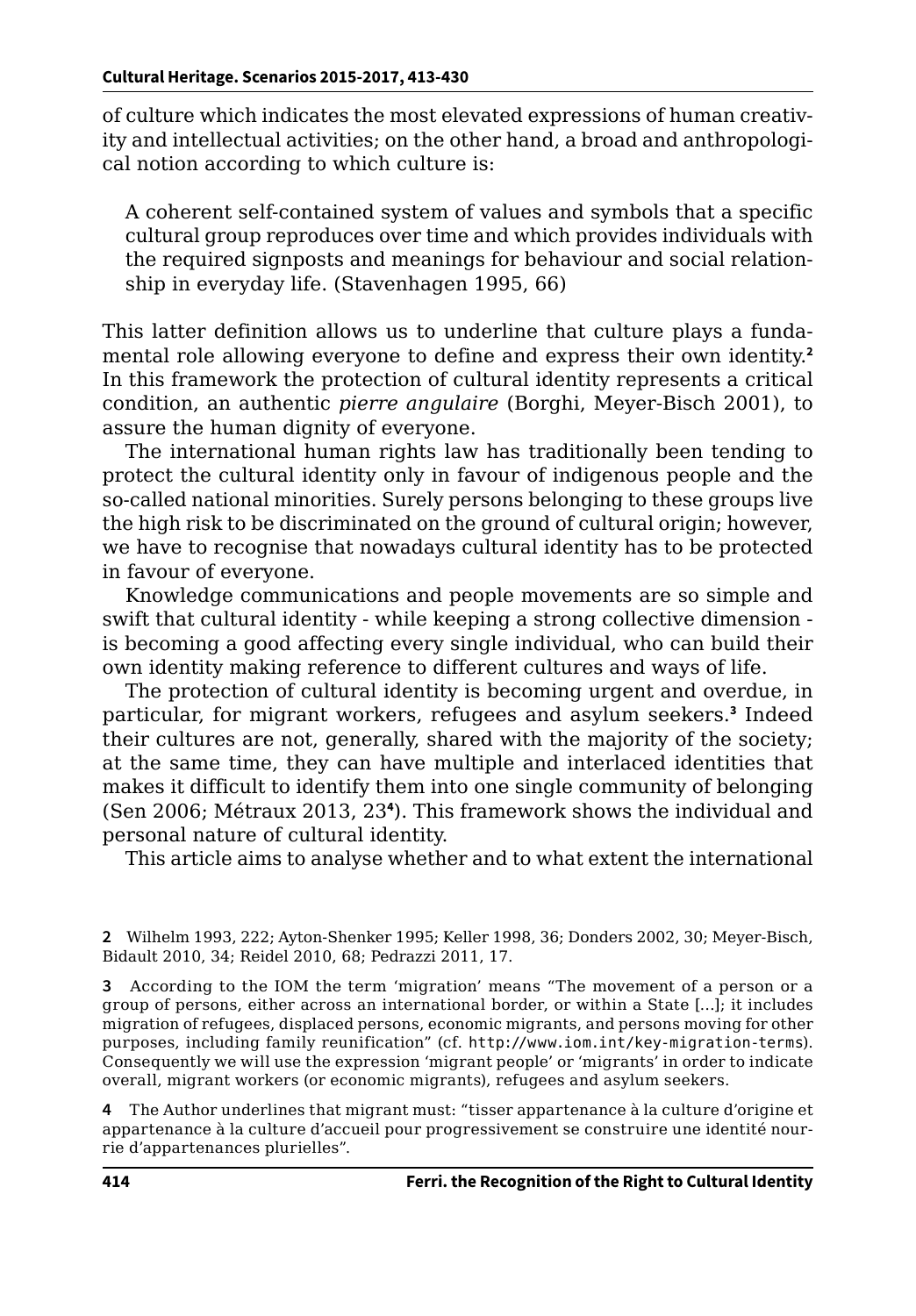of culture which indicates the most elevated expressions of human creativity and intellectual activities; on the other hand, a broad and anthropological notion according to which culture is:

> A coherent self-contained system of values and symbols that a specific cultural group reproduces over time and which provides individuals with the required signposts and meanings for behaviour and social relationship in everyday life. (Stavenhagen 1995, 66)

This latter definition allows us to underline that culture plays a fundamental role allowing everyone to define and express their own identity.[2] In this framework the protection of cultural identity represents a critical condition, an authentic *pierre angulaire* (Borghi, Meyer-Bisch 2001), to assure the human dignity of everyone.

The international human rights law has traditionally been tending to protect the cultural identity only in favour of indigenous people and the so-called national minorities. Surely persons belonging to these groups live the high risk to be discriminated on the ground of cultural origin; however, we have to recognise that nowadays cultural identity has to be protected in favour of everyone.

Knowledge communications and people movements are so simple and swift that cultural identity - while keeping a strong collective dimension - is becoming a good affecting every single individual, who can build their own identity making reference to different cultures and ways of life.

The protection of cultural identity is becoming urgent and overdue, in particular, for migrant workers, refugees and asylum seekers.[3] Indeed their cultures are not, generally, shared with the majority of the society; at the same time, they can have multiple and interlaced identities that makes it difficult to identify them into one single community of belonging (Sen 2006; Métraux 2013, 23[4]). This framework shows the individual and personal nature of cultural identity.

This article aims to analyse whether and to what extent the international

[2] Wilhelm 1993, 222; Ayton-Shenker 1995; Keller 1998, 36; Donders 2002, 30; Meyer-Bisch, Bidault 2010, 34; Reidel 2010, 68; Pedrazzi 2011, 17.

[3] According to the IOM the term 'migration' means "The movement of a person or a group of persons, either across an international border, or within a State […]; it includes migration of refugees, displaced persons, economic migrants, and persons moving for other purposes, including family reunification" (cf. http://www.iom.int/key-migration-terms). Consequently we will use the expression 'migrant people' or 'migrants' in order to indicate overall, migrant workers (or economic migrants), refugees and asylum seekers.

[4] The Author underlines that migrant must: "tisser appartenance à la culture d'origine et appartenance à la culture d'accueil pour progressivement se construire une identité nourrie d'appartenances plurielles".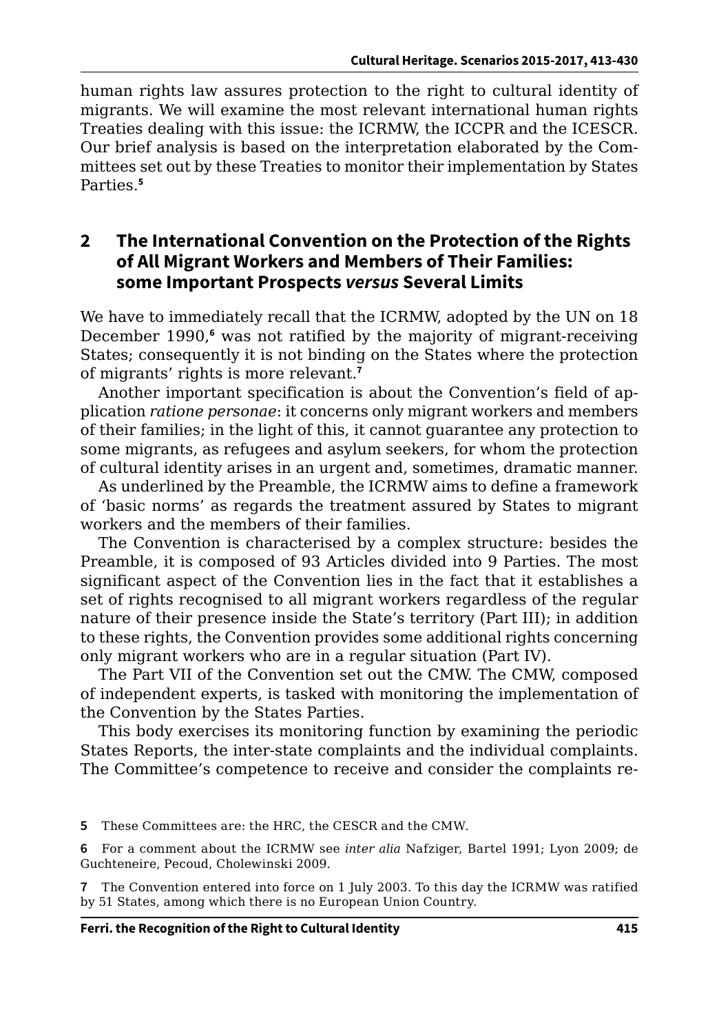human rights law assures protection to the right to cultural identity of migrants. We will examine the most relevant international human rights Treaties dealing with this issue: the ICRMW, the ICCPR and the ICESCR. Our brief analysis is based on the interpretation elaborated by the Committees set out by these Treaties to monitor their implementation by States Parties.[5]

## 2 The International Convention on the Protection of the Rights of All Migrant Workers and Members of Their Families: some Important Prospects *versus* Several Limits

We have to immediately recall that the ICRMW, adopted by the UN on 18 December 1990,[6] was not ratified by the majority of migrant-receiving States; consequently it is not binding on the States where the protection of migrants' rights is more relevant.[7]

Another important specification is about the Convention's field of application *ratione personae*: it concerns only migrant workers and members of their families; in the light of this, it cannot guarantee any protection to some migrants, as refugees and asylum seekers, for whom the protection of cultural identity arises in an urgent and, sometimes, dramatic manner.

As underlined by the Preamble, the ICRMW aims to define a framework of 'basic norms' as regards the treatment assured by States to migrant workers and the members of their families.

The Convention is characterised by a complex structure: besides the Preamble, it is composed of 93 Articles divided into 9 Parties. The most significant aspect of the Convention lies in the fact that it establishes a set of rights recognised to all migrant workers regardless of the regular nature of their presence inside the State's territory (Part III); in addition to these rights, the Convention provides some additional rights concerning only migrant workers who are in a regular situation (Part IV).

The Part VII of the Convention set out the CMW. The CMW, composed of independent experts, is tasked with monitoring the implementation of the Convention by the States Parties.

This body exercises its monitoring function by examining the periodic States Reports, the inter-state complaints and the individual complaints. The Committee's competence to receive and consider the complaints re-

---

[5] These Committees are: the HRC, the CESCR and the CMW.

[6] For a comment about the ICRMW see *inter alia* Nafziger, Bartel 1991; Lyon 2009; de Guchteneire, Pecoud, Cholewinski 2009.

[7] The Convention entered into force on 1 July 2003. To this day the ICRMW was ratified by 51 States, among which there is no European Union Country.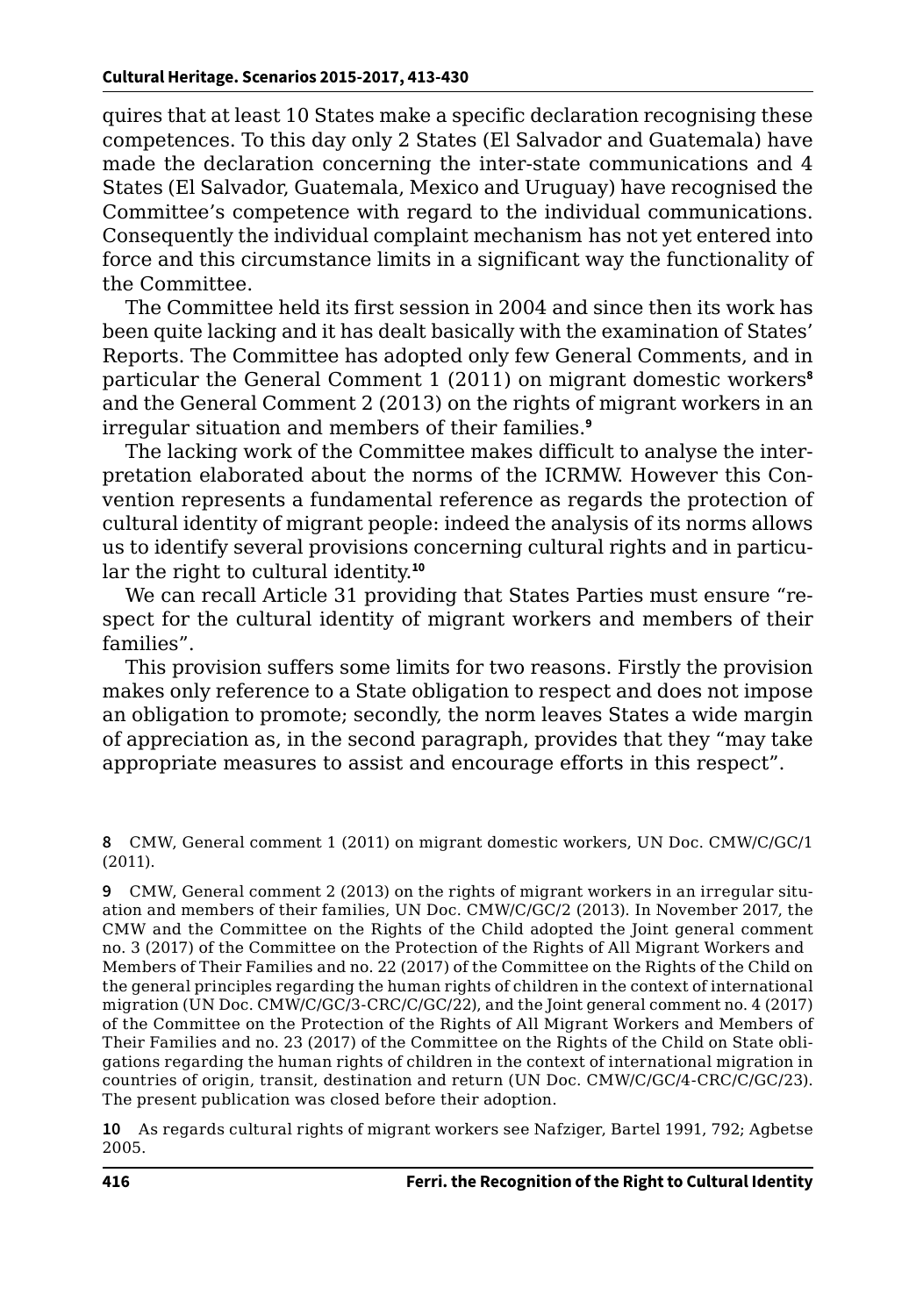quires that at least 10 States make a specific declaration recognising these competences. To this day only 2 States (El Salvador and Guatemala) have made the declaration concerning the inter-state communications and 4 States (El Salvador, Guatemala, Mexico and Uruguay) have recognised the Committee's competence with regard to the individual communications. Consequently the individual complaint mechanism has not yet entered into force and this circumstance limits in a significant way the functionality of the Committee.

The Committee held its first session in 2004 and since then its work has been quite lacking and it has dealt basically with the examination of States' Reports. The Committee has adopted only few General Comments, and in particular the General Comment 1 (2011) on migrant domestic workers[8] and the General Comment 2 (2013) on the rights of migrant workers in an irregular situation and members of their families.[9]

The lacking work of the Committee makes difficult to analyse the interpretation elaborated about the norms of the ICRMW. However this Convention represents a fundamental reference as regards the protection of cultural identity of migrant people: indeed the analysis of its norms allows us to identify several provisions concerning cultural rights and in particular the right to cultural identity.[10]

We can recall Article 31 providing that States Parties must ensure "respect for the cultural identity of migrant workers and members of their families".

This provision suffers some limits for two reasons. Firstly the provision makes only reference to a State obligation to respect and does not impose an obligation to promote; secondly, the norm leaves States a wide margin of appreciation as, in the second paragraph, provides that they "may take appropriate measures to assist and encourage efforts in this respect".

---

**8** CMW, General comment 1 (2011) on migrant domestic workers, UN Doc. CMW/C/GC/1 (2011).

**9** CMW, General comment 2 (2013) on the rights of migrant workers in an irregular situation and members of their families, UN Doc. CMW/C/GC/2 (2013). In November 2017, the CMW and the Committee on the Rights of the Child adopted the Joint general comment no. 3 (2017) of the Committee on the Protection of the Rights of All Migrant Workers and Members of Their Families and no. 22 (2017) of the Committee on the Rights of the Child on the general principles regarding the human rights of children in the context of international migration (UN Doc. CMW/C/GC/3-CRC/C/GC/22), and the Joint general comment no. 4 (2017) of the Committee on the Protection of the Rights of All Migrant Workers and Members of Their Families and no. 23 (2017) of the Committee on the Rights of the Child on State obligations regarding the human rights of children in the context of international migration in countries of origin, transit, destination and return (UN Doc. CMW/C/GC/4-CRC/C/GC/23). The present publication was closed before their adoption.

**10** As regards cultural rights of migrant workers see Nafziger, Bartel 1991, 792; Agbetse 2005.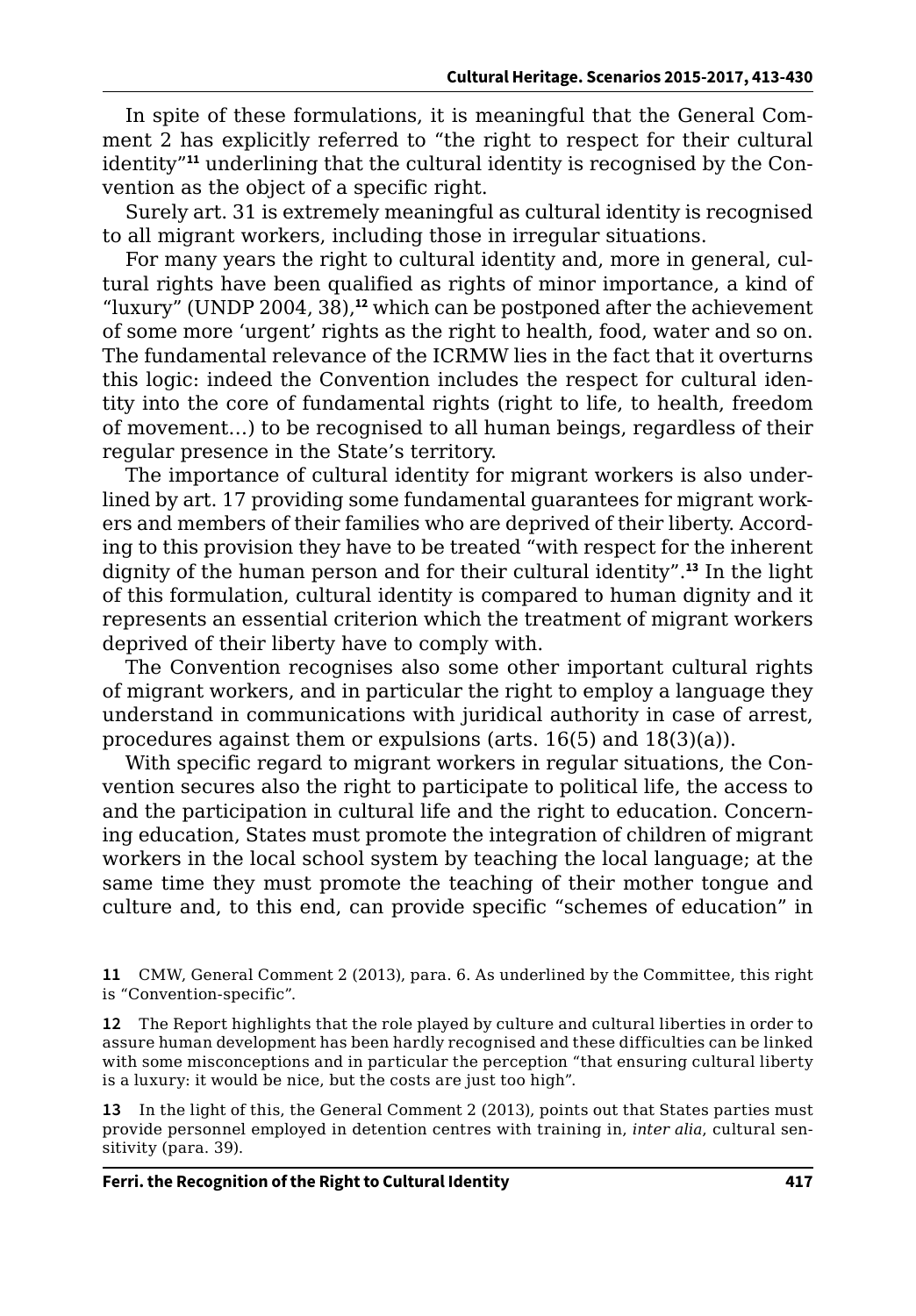In spite of these formulations, it is meaningful that the General Comment 2 has explicitly referred to "the right to respect for their cultural identity"[11] underlining that the cultural identity is recognised by the Convention as the object of a specific right.

Surely art. 31 is extremely meaningful as cultural identity is recognised to all migrant workers, including those in irregular situations.

For many years the right to cultural identity and, more in general, cultural rights have been qualified as rights of minor importance, a kind of "luxury" (UNDP 2004, 38),[12] which can be postponed after the achievement of some more 'urgent' rights as the right to health, food, water and so on. The fundamental relevance of the ICRMW lies in the fact that it overturns this logic: indeed the Convention includes the respect for cultural identity into the core of fundamental rights (right to life, to health, freedom of movement…) to be recognised to all human beings, regardless of their regular presence in the State's territory.

The importance of cultural identity for migrant workers is also underlined by art. 17 providing some fundamental guarantees for migrant workers and members of their families who are deprived of their liberty. According to this provision they have to be treated "with respect for the inherent dignity of the human person and for their cultural identity".[13] In the light of this formulation, cultural identity is compared to human dignity and it represents an essential criterion which the treatment of migrant workers deprived of their liberty have to comply with.

The Convention recognises also some other important cultural rights of migrant workers, and in particular the right to employ a language they understand in communications with juridical authority in case of arrest, procedures against them or expulsions (arts. 16(5) and 18(3)(a)).

With specific regard to migrant workers in regular situations, the Convention secures also the right to participate to political life, the access to and the participation in cultural life and the right to education. Concerning education, States must promote the integration of children of migrant workers in the local school system by teaching the local language; at the same time they must promote the teaching of their mother tongue and culture and, to this end, can provide specific "schemes of education" in

**11** CMW, General Comment 2 (2013), para. 6. As underlined by the Committee, this right is "Convention-specific".

**12** The Report highlights that the role played by culture and cultural liberties in order to assure human development has been hardly recognised and these difficulties can be linked with some misconceptions and in particular the perception "that ensuring cultural liberty is a luxury: it would be nice, but the costs are just too high".

**13** In the light of this, the General Comment 2 (2013), points out that States parties must provide personnel employed in detention centres with training in, *inter alia*, cultural sensitivity (para. 39).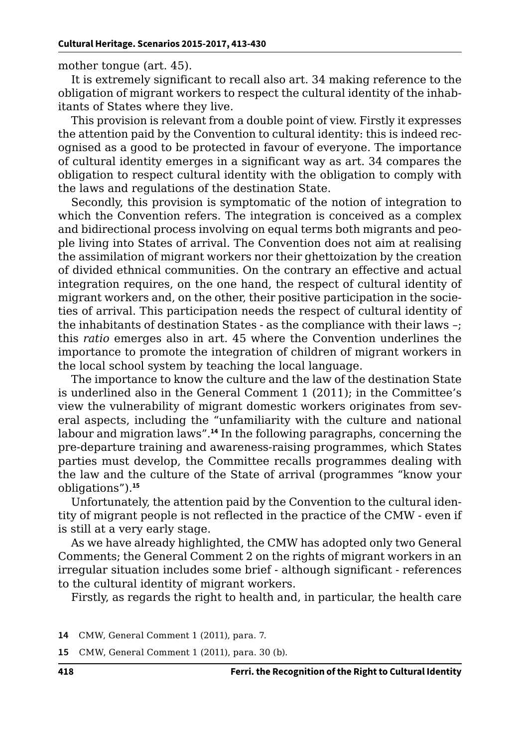mother tongue (art. 45).

It is extremely significant to recall also art. 34 making reference to the obligation of migrant workers to respect the cultural identity of the inhabitants of States where they live.

This provision is relevant from a double point of view. Firstly it expresses the attention paid by the Convention to cultural identity: this is indeed recognised as a good to be protected in favour of everyone. The importance of cultural identity emerges in a significant way as art. 34 compares the obligation to respect cultural identity with the obligation to comply with the laws and regulations of the destination State.

Secondly, this provision is symptomatic of the notion of integration to which the Convention refers. The integration is conceived as a complex and bidirectional process involving on equal terms both migrants and people living into States of arrival. The Convention does not aim at realising the assimilation of migrant workers nor their ghettoization by the creation of divided ethnical communities. On the contrary an effective and actual integration requires, on the one hand, the respect of cultural identity of migrant workers and, on the other, their positive participation in the societies of arrival. This participation needs the respect of cultural identity of the inhabitants of destination States - as the compliance with their laws –; this *ratio* emerges also in art. 45 where the Convention underlines the importance to promote the integration of children of migrant workers in the local school system by teaching the local language.

The importance to know the culture and the law of the destination State is underlined also in the General Comment 1 (2011); in the Committee's view the vulnerability of migrant domestic workers originates from several aspects, including the "unfamiliarity with the culture and national labour and migration laws".[14] In the following paragraphs, concerning the pre-departure training and awareness-raising programmes, which States parties must develop, the Committee recalls programmes dealing with the law and the culture of the State of arrival (programmes "know your obligations").[15]

Unfortunately, the attention paid by the Convention to the cultural identity of migrant people is not reflected in the practice of the CMW - even if is still at a very early stage.

As we have already highlighted, the CMW has adopted only two General Comments; the General Comment 2 on the rights of migrant workers in an irregular situation includes some brief - although significant - references to the cultural identity of migrant workers.

Firstly, as regards the right to health and, in particular, the health care

14 CMW, General Comment 1 (2011), para. 7.

15 CMW, General Comment 1 (2011), para. 30 (b).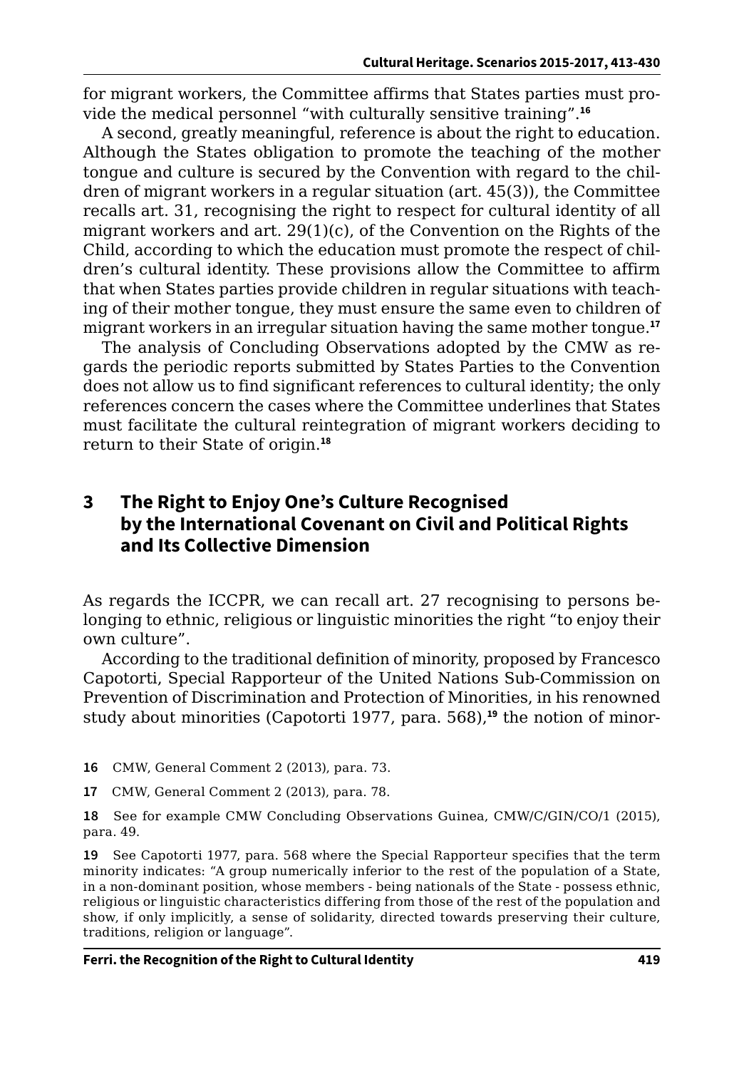for migrant workers, the Committee affirms that States parties must provide the medical personnel "with culturally sensitive training".[16]

A second, greatly meaningful, reference is about the right to education. Although the States obligation to promote the teaching of the mother tongue and culture is secured by the Convention with regard to the children of migrant workers in a regular situation (art. 45(3)), the Committee recalls art. 31, recognising the right to respect for cultural identity of all migrant workers and art. 29(1)(c), of the Convention on the Rights of the Child, according to which the education must promote the respect of children's cultural identity. These provisions allow the Committee to affirm that when States parties provide children in regular situations with teaching of their mother tongue, they must ensure the same even to children of migrant workers in an irregular situation having the same mother tongue.[17]

The analysis of Concluding Observations adopted by the CMW as regards the periodic reports submitted by States Parties to the Convention does not allow us to find significant references to cultural identity; the only references concern the cases where the Committee underlines that States must facilitate the cultural reintegration of migrant workers deciding to return to their State of origin.[18]

## 3 The Right to Enjoy One's Culture Recognised by the International Covenant on Civil and Political Rights and Its Collective Dimension

As regards the ICCPR, we can recall art. 27 recognising to persons belonging to ethnic, religious or linguistic minorities the right "to enjoy their own culture".

According to the traditional definition of minority, proposed by Francesco Capotorti, Special Rapporteur of the United Nations Sub-Commission on Prevention of Discrimination and Protection of Minorities, in his renowned study about minorities (Capotorti 1977, para. 568),[19] the notion of minor-

16 CMW, General Comment 2 (2013), para. 73.

17 CMW, General Comment 2 (2013), para. 78.

18 See for example CMW Concluding Observations Guinea, CMW/C/GIN/CO/1 (2015), para. 49.

19 See Capotorti 1977, para. 568 where the Special Rapporteur specifies that the term minority indicates: "A group numerically inferior to the rest of the population of a State, in a non-dominant position, whose members - being nationals of the State - possess ethnic, religious or linguistic characteristics differing from those of the rest of the population and show, if only implicitly, a sense of solidarity, directed towards preserving their culture, traditions, religion or language".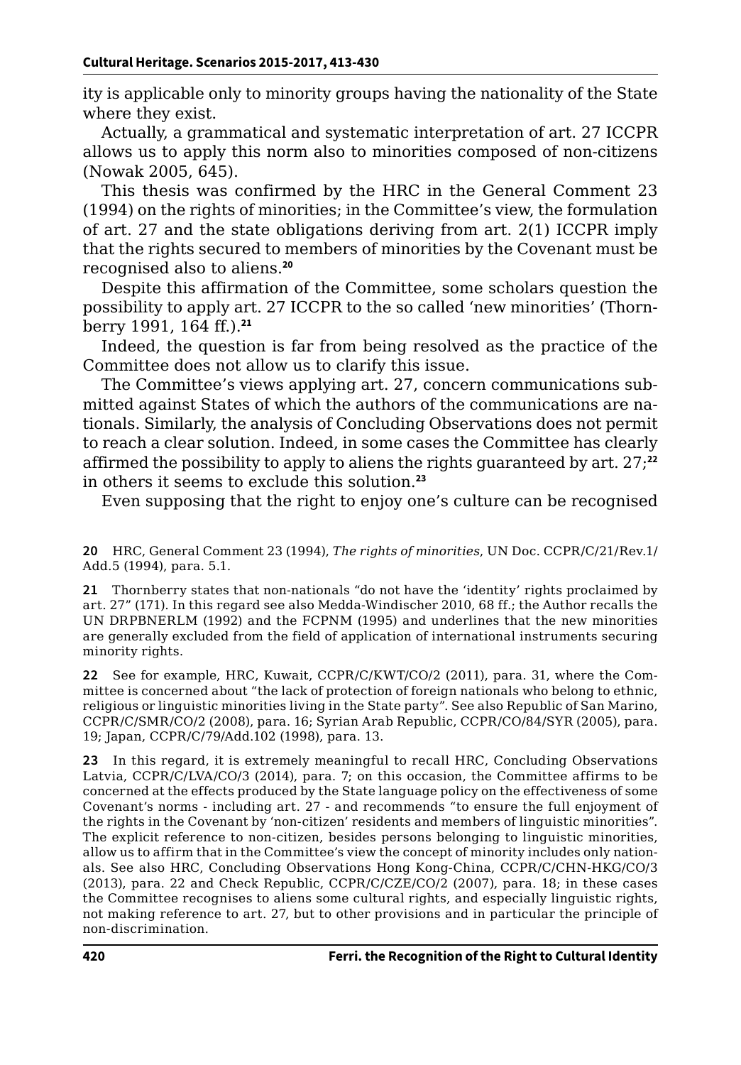ity is applicable only to minority groups having the nationality of the State where they exist.

Actually, a grammatical and systematic interpretation of art. 27 ICCPR allows us to apply this norm also to minorities composed of non-citizens (Nowak 2005, 645).

This thesis was confirmed by the HRC in the General Comment 23 (1994) on the rights of minorities; in the Committee's view, the formulation of art. 27 and the state obligations deriving from art. 2(1) ICCPR imply that the rights secured to members of minorities by the Covenant must be recognised also to aliens.[20]

Despite this affirmation of the Committee, some scholars question the possibility to apply art. 27 ICCPR to the so called 'new minorities' (Thornberry 1991, 164 ff.).[21]

Indeed, the question is far from being resolved as the practice of the Committee does not allow us to clarify this issue.

The Committee's views applying art. 27, concern communications submitted against States of which the authors of the communications are nationals. Similarly, the analysis of Concluding Observations does not permit to reach a clear solution. Indeed, in some cases the Committee has clearly affirmed the possibility to apply to aliens the rights guaranteed by art. 27;[22] in others it seems to exclude this solution.[23]

Even supposing that the right to enjoy one's culture can be recognised

---

20 HRC, General Comment 23 (1994), *The rights of minorities*, UN Doc. CCPR/C/21/Rev.1/Add.5 (1994), para. 5.1.

21 Thornberry states that non-nationals "do not have the 'identity' rights proclaimed by art. 27" (171). In this regard see also Medda-Windischer 2010, 68 ff.; the Author recalls the UN DRPBNERLM (1992) and the FCPNM (1995) and underlines that the new minorities are generally excluded from the field of application of international instruments securing minority rights.

22 See for example, HRC, Kuwait, CCPR/C/KWT/CO/2 (2011), para. 31, where the Committee is concerned about "the lack of protection of foreign nationals who belong to ethnic, religious or linguistic minorities living in the State party". See also Republic of San Marino, CCPR/C/SMR/CO/2 (2008), para. 16; Syrian Arab Republic, CCPR/CO/84/SYR (2005), para. 19; Japan, CCPR/C/79/Add.102 (1998), para. 13.

23 In this regard, it is extremely meaningful to recall HRC, Concluding Observations Latvia, CCPR/C/LVA/CO/3 (2014), para. 7; on this occasion, the Committee affirms to be concerned at the effects produced by the State language policy on the effectiveness of some Covenant's norms - including art. 27 - and recommends "to ensure the full enjoyment of the rights in the Covenant by 'non-citizen' residents and members of linguistic minorities". The explicit reference to non-citizen, besides persons belonging to linguistic minorities, allow us to affirm that in the Committee's view the concept of minority includes only nationals. See also HRC, Concluding Observations Hong Kong-China, CCPR/C/CHN-HKG/CO/3 (2013), para. 22 and Check Republic, CCPR/C/CZE/CO/2 (2007), para. 18; in these cases the Committee recognises to aliens some cultural rights, and especially linguistic rights, not making reference to art. 27, but to other provisions and in particular the principle of non-discrimination.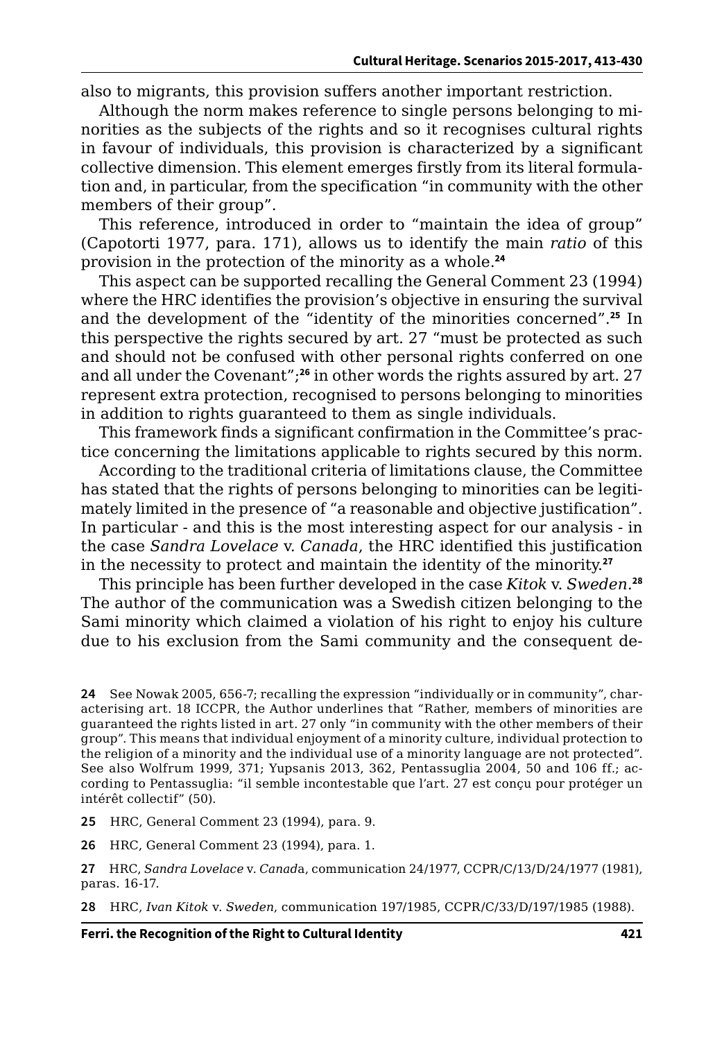also to migrants, this provision suffers another important restriction.

Although the norm makes reference to single persons belonging to minorities as the subjects of the rights and so it recognises cultural rights in favour of individuals, this provision is characterized by a significant collective dimension. This element emerges firstly from its literal formulation and, in particular, from the specification "in community with the other members of their group".

This reference, introduced in order to "maintain the idea of group" (Capotorti 1977, para. 171), allows us to identify the main *ratio* of this provision in the protection of the minority as a whole.[24]

This aspect can be supported recalling the General Comment 23 (1994) where the HRC identifies the provision's objective in ensuring the survival and the development of the "identity of the minorities concerned".[25] In this perspective the rights secured by art. 27 "must be protected as such and should not be confused with other personal rights conferred on one and all under the Covenant";[26] in other words the rights assured by art. 27 represent extra protection, recognised to persons belonging to minorities in addition to rights guaranteed to them as single individuals.

This framework finds a significant confirmation in the Committee's practice concerning the limitations applicable to rights secured by this norm.

According to the traditional criteria of limitations clause, the Committee has stated that the rights of persons belonging to minorities can be legitimately limited in the presence of "a reasonable and objective justification". In particular - and this is the most interesting aspect for our analysis - in the case *Sandra Lovelace* v. *Canada*, the HRC identified this justification in the necessity to protect and maintain the identity of the minority.[27]

This principle has been further developed in the case *Kitok* v. *Sweden*.[28] The author of the communication was a Swedish citizen belonging to the Sami minority which claimed a violation of his right to enjoy his culture due to his exclusion from the Sami community and the consequent de-

**24** See Nowak 2005, 656-7; recalling the expression "individually or in community", characterising art. 18 ICCPR, the Author underlines that "Rather, members of minorities are guaranteed the rights listed in art. 27 only "in community with the other members of their group". This means that individual enjoyment of a minority culture, individual protection to the religion of a minority and the individual use of a minority language are not protected". See also Wolfrum 1999, 371; Yupsanis 2013, 362, Pentassuglia 2004, 50 and 106 ff.; according to Pentassuglia: "il semble incontestable que l'art. 27 est conçu pour protéger un intérêt collectif" (50).

**25** HRC, General Comment 23 (1994), para. 9.

**26** HRC, General Comment 23 (1994), para. 1.

**27** HRC, *Sandra Lovelace* v. *Canad*a, communication 24/1977, CCPR/C/13/D/24/1977 (1981), paras. 16-17.

**28** HRC, *Ivan Kitok* v. *Sweden*, communication 197/1985, CCPR/C/33/D/197/1985 (1988).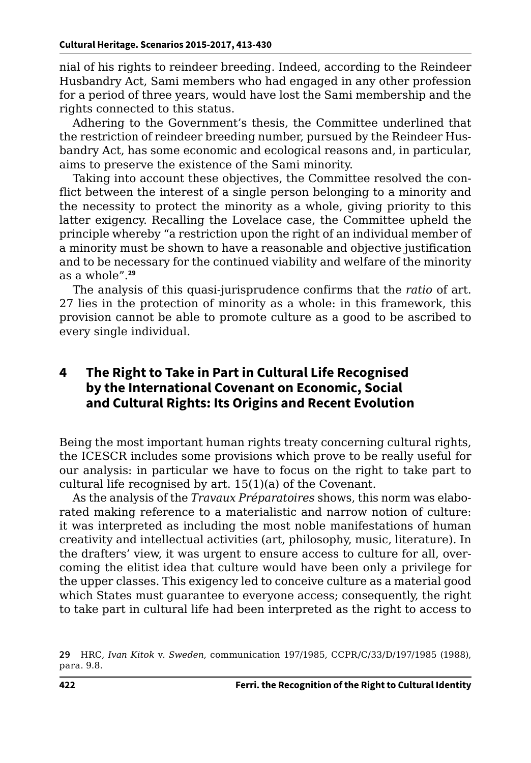nial of his rights to reindeer breeding. Indeed, according to the Reindeer Husbandry Act, Sami members who had engaged in any other profession for a period of three years, would have lost the Sami membership and the rights connected to this status.

Adhering to the Government's thesis, the Committee underlined that the restriction of reindeer breeding number, pursued by the Reindeer Husbandry Act, has some economic and ecological reasons and, in particular, aims to preserve the existence of the Sami minority.

Taking into account these objectives, the Committee resolved the conflict between the interest of a single person belonging to a minority and the necessity to protect the minority as a whole, giving priority to this latter exigency. Recalling the Lovelace case, the Committee upheld the principle whereby "a restriction upon the right of an individual member of a minority must be shown to have a reasonable and objective justification and to be necessary for the continued viability and welfare of the minority as a whole".[29]

The analysis of this quasi-jurisprudence confirms that the *ratio* of art. 27 lies in the protection of minority as a whole: in this framework, this provision cannot be able to promote culture as a good to be ascribed to every single individual.

## 4 The Right to Take in Part in Cultural Life Recognised by the International Covenant on Economic, Social and Cultural Rights: Its Origins and Recent Evolution

Being the most important human rights treaty concerning cultural rights, the ICESCR includes some provisions which prove to be really useful for our analysis: in particular we have to focus on the right to take part to cultural life recognised by art. 15(1)(a) of the Covenant.

As the analysis of the *Travaux Préparatoires* shows, this norm was elaborated making reference to a materialistic and narrow notion of culture: it was interpreted as including the most noble manifestations of human creativity and intellectual activities (art, philosophy, music, literature). In the drafters' view, it was urgent to ensure access to culture for all, overcoming the elitist idea that culture would have been only a privilege for the upper classes. This exigency led to conceive culture as a material good which States must guarantee to everyone access; consequently, the right to take part in cultural life had been interpreted as the right to access to

29 HRC, *Ivan Kitok* v. *Sweden*, communication 197/1985, CCPR/C/33/D/197/1985 (1988), para. 9.8.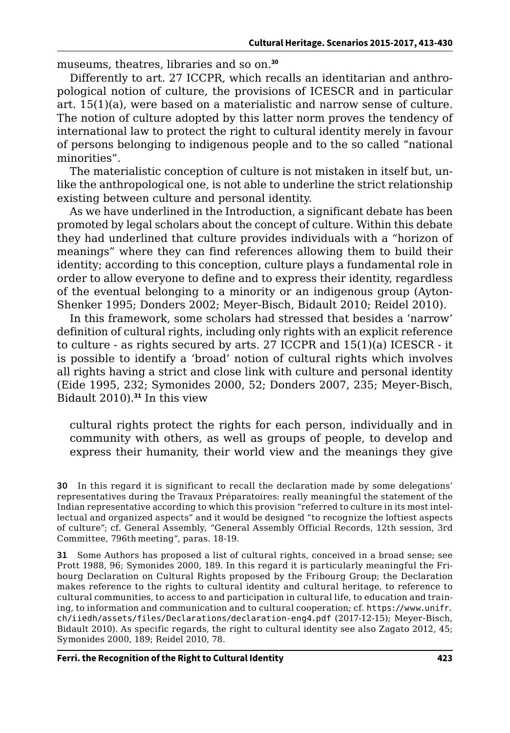museums, theatres, libraries and so on.[30]

Differently to art. 27 ICCPR, which recalls an identitarian and anthropological notion of culture, the provisions of ICESCR and in particular art. 15(1)(a), were based on a materialistic and narrow sense of culture. The notion of culture adopted by this latter norm proves the tendency of international law to protect the right to cultural identity merely in favour of persons belonging to indigenous people and to the so called "national minorities".

The materialistic conception of culture is not mistaken in itself but, unlike the anthropological one, is not able to underline the strict relationship existing between culture and personal identity.

As we have underlined in the Introduction, a significant debate has been promoted by legal scholars about the concept of culture. Within this debate they had underlined that culture provides individuals with a "horizon of meanings" where they can find references allowing them to build their identity; according to this conception, culture plays a fundamental role in order to allow everyone to define and to express their identity, regardless of the eventual belonging to a minority or an indigenous group (Ayton-Shenker 1995; Donders 2002; Meyer-Bisch, Bidault 2010; Reidel 2010).

In this framework, some scholars had stressed that besides a 'narrow' definition of cultural rights, including only rights with an explicit reference to culture - as rights secured by arts. 27 ICCPR and 15(1)(a) ICESCR - it is possible to identify a 'broad' notion of cultural rights which involves all rights having a strict and close link with culture and personal identity (Eide 1995, 232; Symonides 2000, 52; Donders 2007, 235; Meyer-Bisch, Bidault 2010).[31] In this view

> cultural rights protect the rights for each person, individually and in community with others, as well as groups of people, to develop and express their humanity, their world view and the meanings they give

---

**30** In this regard it is significant to recall the declaration made by some delegations' representatives during the Travaux Préparatoires: really meaningful the statement of the Indian representative according to which this provision "referred to culture in its most intellectual and organized aspects" and it would be designed "to recognize the loftiest aspects of culture"; cf. General Assembly, "General Assembly Official Records, 12th session, 3rd Committee, 796th meeting", paras. 18-19.

**31** Some Authors has proposed a list of cultural rights, conceived in a broad sense; see Prott 1988, 96; Symonides 2000, 189. In this regard it is particularly meaningful the Fribourg Declaration on Cultural Rights proposed by the Fribourg Group; the Declaration makes reference to the rights to cultural identity and cultural heritage, to reference to cultural communities, to access to and participation in cultural life, to education and training, to information and communication and to cultural cooperation; cf. `https://www.unifr.ch/iiedh/assets/files/Declarations/declaration-eng4.pdf` (2017-12-15); Meyer-Bisch, Bidault 2010). As specific regards, the right to cultural identity see also Zagato 2012, 45; Symonides 2000, 189; Reidel 2010, 78.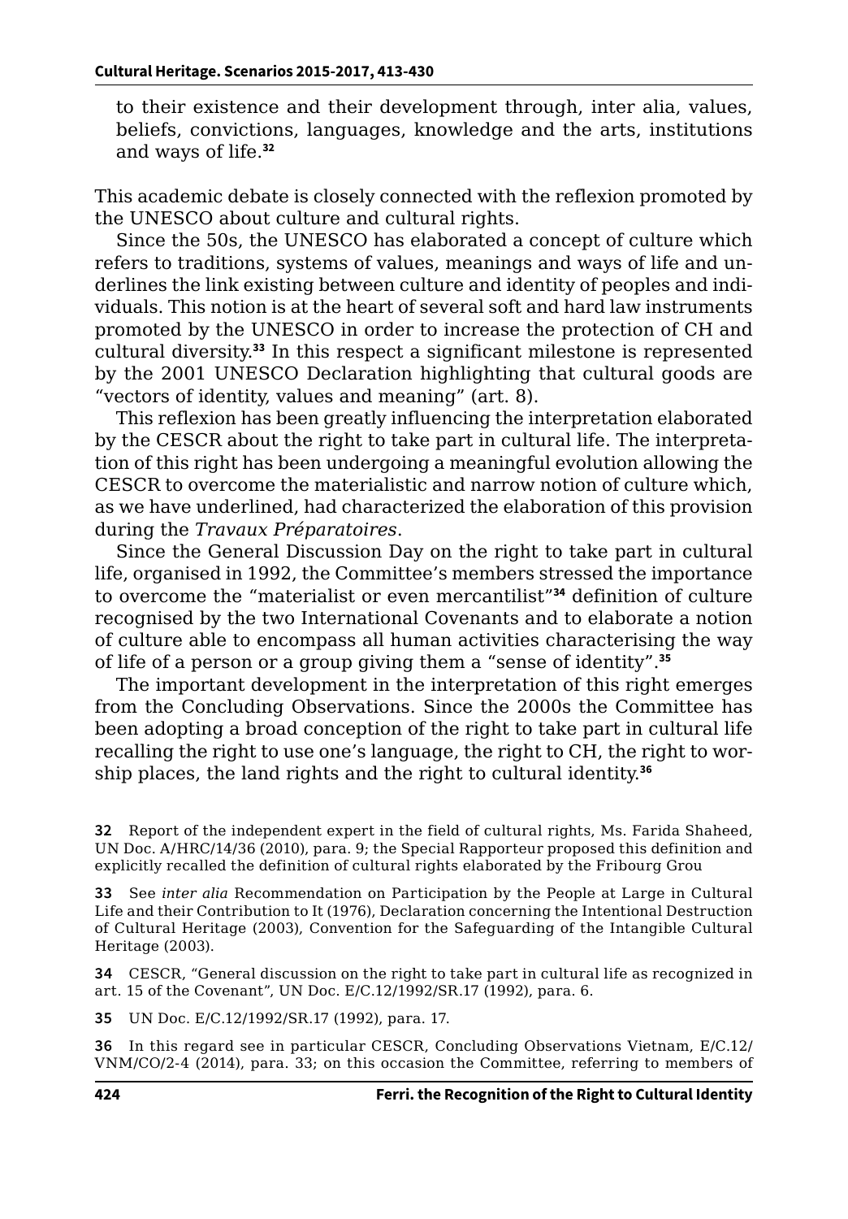to their existence and their development through, inter alia, values, beliefs, convictions, languages, knowledge and the arts, institutions and ways of life.[32]

This academic debate is closely connected with the reflexion promoted by the UNESCO about culture and cultural rights.

Since the 50s, the UNESCO has elaborated a concept of culture which refers to traditions, systems of values, meanings and ways of life and underlines the link existing between culture and identity of peoples and individuals. This notion is at the heart of several soft and hard law instruments promoted by the UNESCO in order to increase the protection of CH and cultural diversity.[33] In this respect a significant milestone is represented by the 2001 UNESCO Declaration highlighting that cultural goods are "vectors of identity, values and meaning" (art. 8).

This reflexion has been greatly influencing the interpretation elaborated by the CESCR about the right to take part in cultural life. The interpretation of this right has been undergoing a meaningful evolution allowing the CESCR to overcome the materialistic and narrow notion of culture which, as we have underlined, had characterized the elaboration of this provision during the *Travaux Préparatoires*.

Since the General Discussion Day on the right to take part in cultural life, organised in 1992, the Committee's members stressed the importance to overcome the "materialist or even mercantilist"[34] definition of culture recognised by the two International Covenants and to elaborate a notion of culture able to encompass all human activities characterising the way of life of a person or a group giving them a "sense of identity".[35]

The important development in the interpretation of this right emerges from the Concluding Observations. Since the 2000s the Committee has been adopting a broad conception of the right to take part in cultural life recalling the right to use one's language, the right to CH, the right to worship places, the land rights and the right to cultural identity.[36]

32 Report of the independent expert in the field of cultural rights, Ms. Farida Shaheed, UN Doc. A/HRC/14/36 (2010), para. 9; the Special Rapporteur proposed this definition and explicitly recalled the definition of cultural rights elaborated by the Fribourg Grou

33 See *inter alia* Recommendation on Participation by the People at Large in Cultural Life and their Contribution to It (1976), Declaration concerning the Intentional Destruction of Cultural Heritage (2003), Convention for the Safeguarding of the Intangible Cultural Heritage (2003).

34 CESCR, "General discussion on the right to take part in cultural life as recognized in art. 15 of the Covenant", UN Doc. E/C.12/1992/SR.17 (1992), para. 6.

35 UN Doc. E/C.12/1992/SR.17 (1992), para. 17.

36 In this regard see in particular CESCR, Concluding Observations Vietnam, E/C.12/VNM/CO/2-4 (2014), para. 33; on this occasion the Committee, referring to members of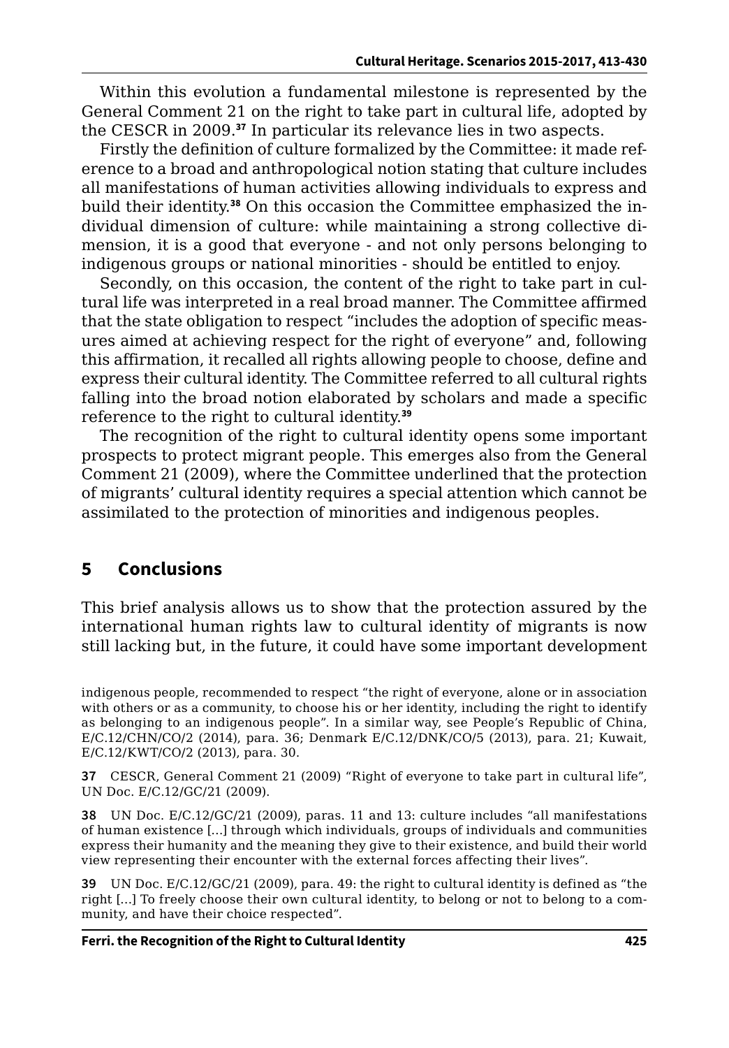Within this evolution a fundamental milestone is represented by the General Comment 21 on the right to take part in cultural life, adopted by the CESCR in 2009.[37] In particular its relevance lies in two aspects.

Firstly the definition of culture formalized by the Committee: it made reference to a broad and anthropological notion stating that culture includes all manifestations of human activities allowing individuals to express and build their identity.[38] On this occasion the Committee emphasized the individual dimension of culture: while maintaining a strong collective dimension, it is a good that everyone - and not only persons belonging to indigenous groups or national minorities - should be entitled to enjoy.

Secondly, on this occasion, the content of the right to take part in cultural life was interpreted in a real broad manner. The Committee affirmed that the state obligation to respect "includes the adoption of specific measures aimed at achieving respect for the right of everyone" and, following this affirmation, it recalled all rights allowing people to choose, define and express their cultural identity. The Committee referred to all cultural rights falling into the broad notion elaborated by scholars and made a specific reference to the right to cultural identity.[39]

The recognition of the right to cultural identity opens some important prospects to protect migrant people. This emerges also from the General Comment 21 (2009), where the Committee underlined that the protection of migrants' cultural identity requires a special attention which cannot be assimilated to the protection of minorities and indigenous peoples.

## 5 Conclusions

This brief analysis allows us to show that the protection assured by the international human rights law to cultural identity of migrants is now still lacking but, in the future, it could have some important development

indigenous people, recommended to respect "the right of everyone, alone or in association with others or as a community, to choose his or her identity, including the right to identify as belonging to an indigenous people". In a similar way, see People's Republic of China, E/C.12/CHN/CO/2 (2014), para. 36; Denmark E/C.12/DNK/CO/5 (2013), para. 21; Kuwait, E/C.12/KWT/CO/2 (2013), para. 30.

37 CESCR, General Comment 21 (2009) "Right of everyone to take part in cultural life", UN Doc. E/C.12/GC/21 (2009).

38 UN Doc. E/C.12/GC/21 (2009), paras. 11 and 13: culture includes "all manifestations of human existence [...] through which individuals, groups of individuals and communities express their humanity and the meaning they give to their existence, and build their world view representing their encounter with the external forces affecting their lives".

39 UN Doc. E/C.12/GC/21 (2009), para. 49: the right to cultural identity is defined as "the right [...] To freely choose their own cultural identity, to belong or not to belong to a community, and have their choice respected".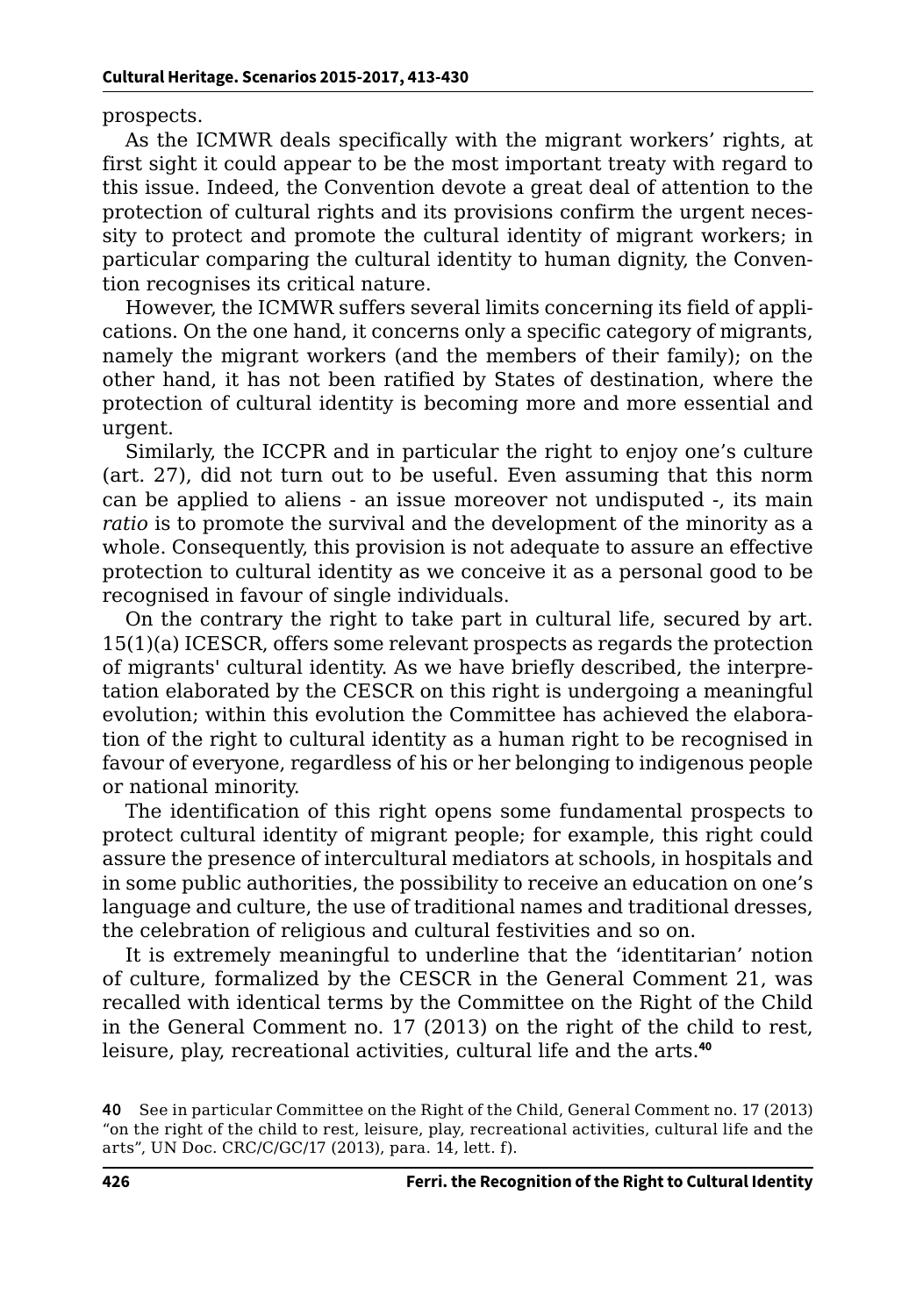prospects.

As the ICMWR deals specifically with the migrant workers' rights, at first sight it could appear to be the most important treaty with regard to this issue. Indeed, the Convention devote a great deal of attention to the protection of cultural rights and its provisions confirm the urgent necessity to protect and promote the cultural identity of migrant workers; in particular comparing the cultural identity to human dignity, the Convention recognises its critical nature.

However, the ICMWR suffers several limits concerning its field of applications. On the one hand, it concerns only a specific category of migrants, namely the migrant workers (and the members of their family); on the other hand, it has not been ratified by States of destination, where the protection of cultural identity is becoming more and more essential and urgent.

Similarly, the ICCPR and in particular the right to enjoy one's culture (art. 27), did not turn out to be useful. Even assuming that this norm can be applied to aliens - an issue moreover not undisputed -, its main *ratio* is to promote the survival and the development of the minority as a whole. Consequently, this provision is not adequate to assure an effective protection to cultural identity as we conceive it as a personal good to be recognised in favour of single individuals.

On the contrary the right to take part in cultural life, secured by art. 15(1)(a) ICESCR, offers some relevant prospects as regards the protection of migrants' cultural identity. As we have briefly described, the interpretation elaborated by the CESCR on this right is undergoing a meaningful evolution; within this evolution the Committee has achieved the elaboration of the right to cultural identity as a human right to be recognised in favour of everyone, regardless of his or her belonging to indigenous people or national minority.

The identification of this right opens some fundamental prospects to protect cultural identity of migrant people; for example, this right could assure the presence of intercultural mediators at schools, in hospitals and in some public authorities, the possibility to receive an education on one's language and culture, the use of traditional names and traditional dresses, the celebration of religious and cultural festivities and so on.

It is extremely meaningful to underline that the 'identitarian' notion of culture, formalized by the CESCR in the General Comment 21, was recalled with identical terms by the Committee on the Right of the Child in the General Comment no. 17 (2013) on the right of the child to rest, leisure, play, recreational activities, cultural life and the arts.[40]

**40** See in particular Committee on the Right of the Child, General Comment no. 17 (2013) "on the right of the child to rest, leisure, play, recreational activities, cultural life and the arts", UN Doc. CRC/C/GC/17 (2013), para. 14, lett. f).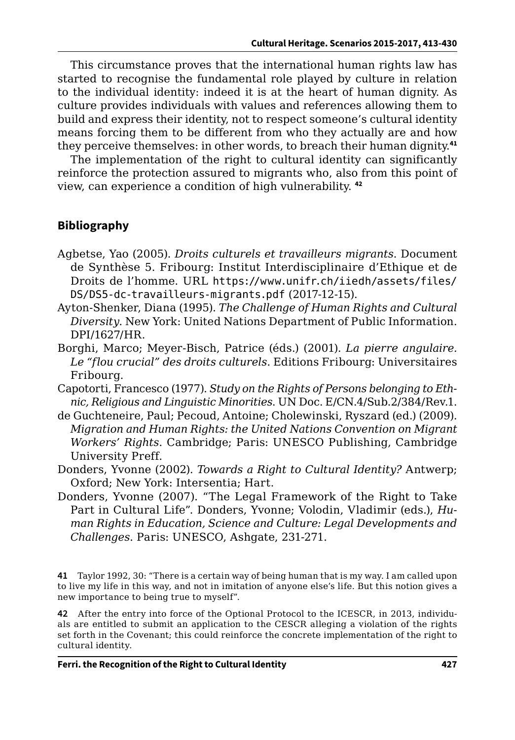This circumstance proves that the international human rights law has started to recognise the fundamental role played by culture in relation to the individual identity: indeed it is at the heart of human dignity. As culture provides individuals with values and references allowing them to build and express their identity, not to respect someone's cultural identity means forcing them to be different from who they actually are and how they perceive themselves: in other words, to breach their human dignity.[41]

The implementation of the right to cultural identity can significantly reinforce the protection assured to migrants who, also from this point of view, can experience a condition of high vulnerability. [42]

## Bibliography

Agbetse, Yao (2005). *Droits culturels et travailleurs migrants*. Document de Synthèse 5. Fribourg: Institut Interdisciplinaire d'Ethique et de Droits de l'homme. URL https://www.unifr.ch/iiedh/assets/files/DS/DS5-dc-travailleurs-migrants.pdf (2017-12-15).

Ayton-Shenker, Diana (1995). *The Challenge of Human Rights and Cultural Diversity*. New York: United Nations Department of Public Information. DPI/1627/HR.

Borghi, Marco; Meyer-Bisch, Patrice (éds.) (2001). *La pierre angulaire. Le "flou crucial" des droits culturels*. Editions Fribourg: Universitaires Fribourg.

Capotorti, Francesco (1977). *Study on the Rights of Persons belonging to Ethnic, Religious and Linguistic Minorities*. UN Doc. E/CN.4/Sub.2/384/Rev.1.

de Guchteneire, Paul; Pecoud, Antoine; Cholewinski, Ryszard (ed.) (2009). *Migration and Human Rights: the United Nations Convention on Migrant Workers' Rights*. Cambridge; Paris: UNESCO Publishing, Cambridge University Preff.

Donders, Yvonne (2002). *Towards a Right to Cultural Identity?* Antwerp; Oxford; New York: Intersentia; Hart.

Donders, Yvonne (2007). "The Legal Framework of the Right to Take Part in Cultural Life". Donders, Yvonne; Volodin, Vladimir (eds.), *Human Rights in Education, Science and Culture: Legal Developments and Challenges*. Paris: UNESCO, Ashgate, 231-271.

**41** Taylor 1992, 30: "There is a certain way of being human that is my way. I am called upon to live my life in this way, and not in imitation of anyone else's life. But this notion gives a new importance to being true to myself".

**42** After the entry into force of the Optional Protocol to the ICESCR, in 2013, individuals are entitled to submit an application to the CESCR alleging a violation of the rights set forth in the Covenant; this could reinforce the concrete implementation of the right to cultural identity.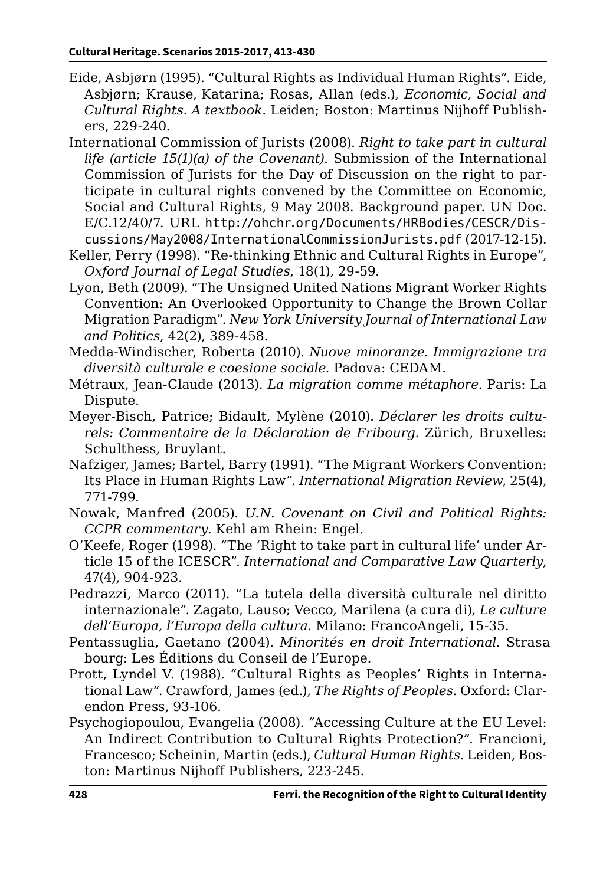Eide, Asbjørn (1995). "Cultural Rights as Individual Human Rights". Eide, Asbjørn; Krause, Katarina; Rosas, Allan (eds.), *Economic, Social and Cultural Rights. A textbook*. Leiden; Boston: Martinus Nijhoff Publishers, 229-240.

International Commission of Jurists (2008). *Right to take part in cultural life (article 15(1)(a) of the Covenant)*. Submission of the International Commission of Jurists for the Day of Discussion on the right to participate in cultural rights convened by the Committee on Economic, Social and Cultural Rights, 9 May 2008. Background paper. UN Doc. E/C.12/40/7. URL http://ohchr.org/Documents/HRBodies/CESCR/Discussions/May2008/InternationalCommissionJurists.pdf (2017-12-15).

Keller, Perry (1998). "Re-thinking Ethnic and Cultural Rights in Europe", *Oxford Journal of Legal Studies*, 18(1), 29-59.

Lyon, Beth (2009). "The Unsigned United Nations Migrant Worker Rights Convention: An Overlooked Opportunity to Change the Brown Collar Migration Paradigm". *New York University Journal of International Law and Politics*, 42(2), 389-458.

Medda-Windischer, Roberta (2010). *Nuove minoranze. Immigrazione tra diversità culturale e coesione sociale*. Padova: CEDAM.

Métraux, Jean-Claude (2013). *La migration comme métaphore*. Paris: La Dispute.

Meyer-Bisch, Patrice; Bidault, Mylène (2010). *Déclarer les droits culturels: Commentaire de la Déclaration de Fribourg*. Zürich, Bruxelles: Schulthess, Bruylant.

Nafziger, James; Bartel, Barry (1991). "The Migrant Workers Convention: Its Place in Human Rights Law". *International Migration Review*, 25(4), 771-799.

Nowak, Manfred (2005). *U.N. Covenant on Civil and Political Rights: CCPR commentary*. Kehl am Rhein: Engel.

O'Keefe, Roger (1998). "The 'Right to take part in cultural life' under Article 15 of the ICESCR". *International and Comparative Law Quarterly*, 47(4), 904-923.

Pedrazzi, Marco (2011). "La tutela della diversità culturale nel diritto internazionale". Zagato, Lauso; Vecco, Marilena (a cura di), *Le culture dell'Europa, l'Europa della cultura*. Milano: FrancoAngeli, 15-35.

Pentassuglia, Gaetano (2004). *Minorités en droit International*. Strasabourg: Les Éditions du Conseil de l'Europe.

Prott, Lyndel V. (1988). "Cultural Rights as Peoples' Rights in International Law". Crawford, James (ed.), *The Rights of Peoples*. Oxford: Clarendon Press, 93-106.

Psychogiopoulou, Evangelia (2008). "Accessing Culture at the EU Level: An Indirect Contribution to Cultural Rights Protection?". Francioni, Francesco; Scheinin, Martin (eds.), *Cultural Human Rights*. Leiden, Boston: Martinus Nijhoff Publishers, 223-245.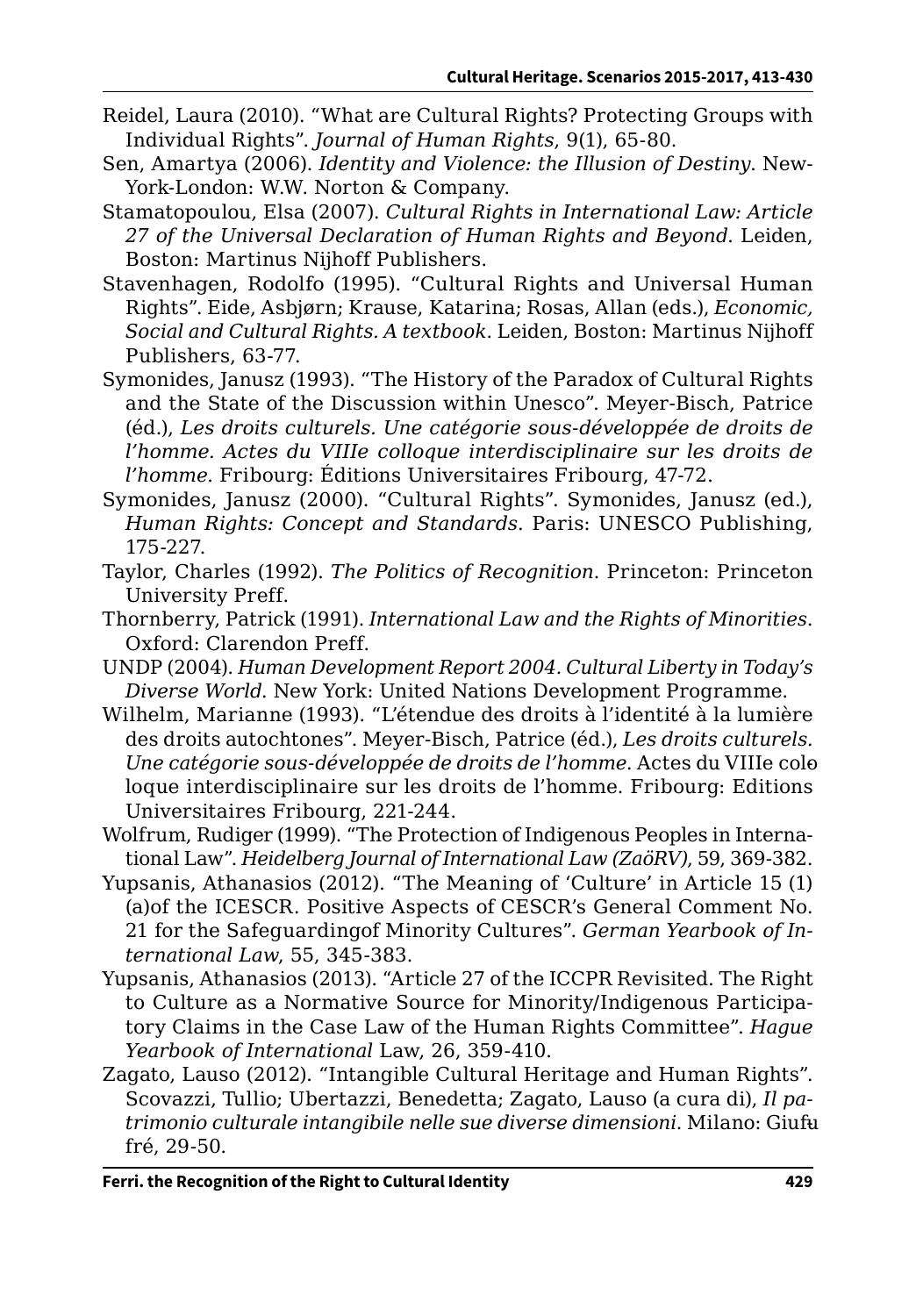Reidel, Laura (2010). “What are Cultural Rights? Protecting Groups with Individual Rights”. *Journal of Human Rights*, 9(1), 65-80.

Sen, Amartya (2006). *Identity and Violence: the Illusion of Destiny*. New-York-London: W.W. Norton & Company.

Stamatopoulou, Elsa (2007). *Cultural Rights in International Law: Article 27 of the Universal Declaration of Human Rights and Beyond*. Leiden, Boston: Martinus Nijhoff Publishers.

Stavenhagen, Rodolfo (1995). “Cultural Rights and Universal Human Rights”. Eide, Asbjørn; Krause, Katarina; Rosas, Allan (eds.), *Economic, Social and Cultural Rights. A textbook*. Leiden, Boston: Martinus Nijhoff Publishers, 63-77.

Symonides, Janusz (1993). “The History of the Paradox of Cultural Rights and the State of the Discussion within Unesco”. Meyer-Bisch, Patrice (éd.), *Les droits culturels. Une catégorie sous-développée de droits de l’homme. Actes du VIIIe colloque interdisciplinaire sur les droits de l’homme*. Fribourg: Éditions Universitaires Fribourg, 47-72.

Symonides, Janusz (2000). “Cultural Rights”. Symonides, Janusz (ed.), *Human Rights: Concept and Standards*. Paris: UNESCO Publishing, 175-227.

Taylor, Charles (1992). *The Politics of Recognition*. Princeton: Princeton University Preff.

Thornberry, Patrick (1991). *International Law and the Rights of Minorities*. Oxford: Clarendon Preff.

UNDP (2004). *Human Development Report 2004. Cultural Liberty in Today’s Diverse World*. New York: United Nations Development Programme.

Wilhelm, Marianne (1993). “L’étendue des droits à l’identité à la lumière des droits autochtones”. Meyer-Bisch, Patrice (éd.), *Les droits culturels. Une catégorie sous-développée de droits de l’homme*. Actes du VIIIe colloque interdisciplinaire sur les droits de l’homme. Fribourg: Editions Universitaires Fribourg, 221-244.

Wolfrum, Rudiger (1999). “The Protection of Indigenous Peoples in International Law”. *Heidelberg Journal of International Law (ZaöRV)*, 59, 369-382.

Yupsanis, Athanasios (2012). “The Meaning of ‘Culture’ in Article 15 (1) (a)of the ICESCR. Positive Aspects of CESCR’s General Comment No. 21 for the Safeguardingof Minority Cultures”. *German Yearbook of International Law*, 55, 345-383.

Yupsanis, Athanasios (2013). “Article 27 of the ICCPR Revisited. The Right to Culture as a Normative Source for Minority/Indigenous Participatory Claims in the Case Law of the Human Rights Committee”. *Hague Yearbook of International* Law, 26, 359-410.

Zagato, Lauso (2012). “Intangible Cultural Heritage and Human Rights”. Scovazzi, Tullio; Ubertazzi, Benedetta; Zagato, Lauso (a cura di), *Il patrimonio culturale intangibile nelle sue diverse dimensioni*. Milano: Giuffré, 29-50.